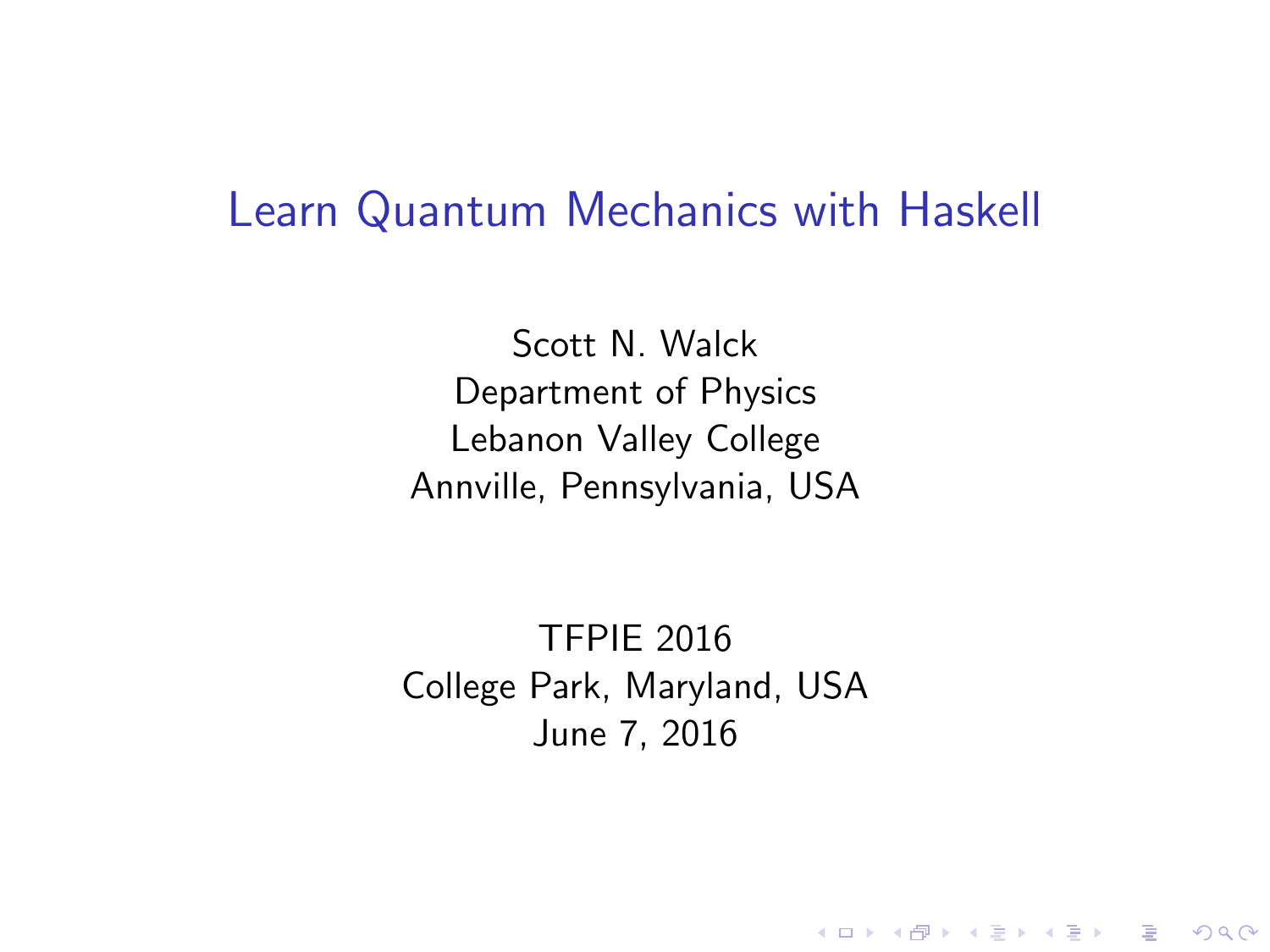# Learn Quantum Mechanics with Haskell

Scott N. Walck
Department of Physics
Lebanon Valley College
Annville, Pennsylvania, USA

TFPIE 2016
College Park, Maryland, USA
June 7, 2016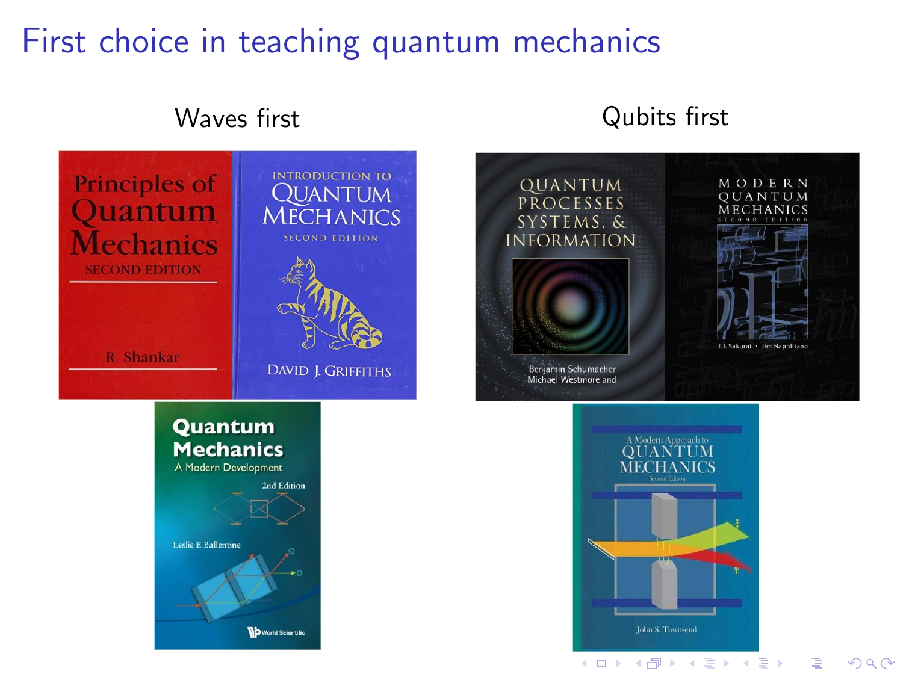# First choice in teaching quantum mechanics

**Waves first**

- Principles of Quantum Mechanics, Second Edition — R. Shankar
- Introduction to Quantum Mechanics, Second Edition — David J. Griffiths
- Quantum Mechanics: A Modern Development, 2nd Edition — Leslie E Ballentine

**Qubits first**

- Quantum Processes, Systems, & Information — Benjamin Schumacher, Michael Westmoreland
- Modern Quantum Mechanics, Second Edition — J.J. Sakurai, Jim Napolitano
- A Modern Approach to Quantum Mechanics, Second Edition — John S. Townsend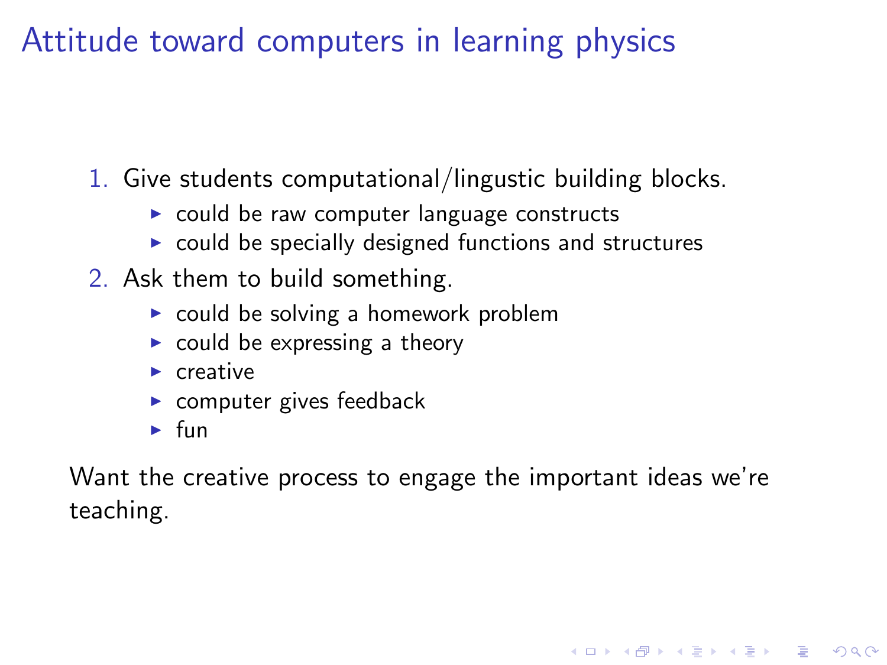# Attitude toward computers in learning physics

1. Give students computational/lingustic building blocks.
   - could be raw computer language constructs
   - could be specially designed functions and structures
2. Ask them to build something.
   - could be solving a homework problem
   - could be expressing a theory
   - creative
   - computer gives feedback
   - fun

Want the creative process to engage the important ideas we're teaching.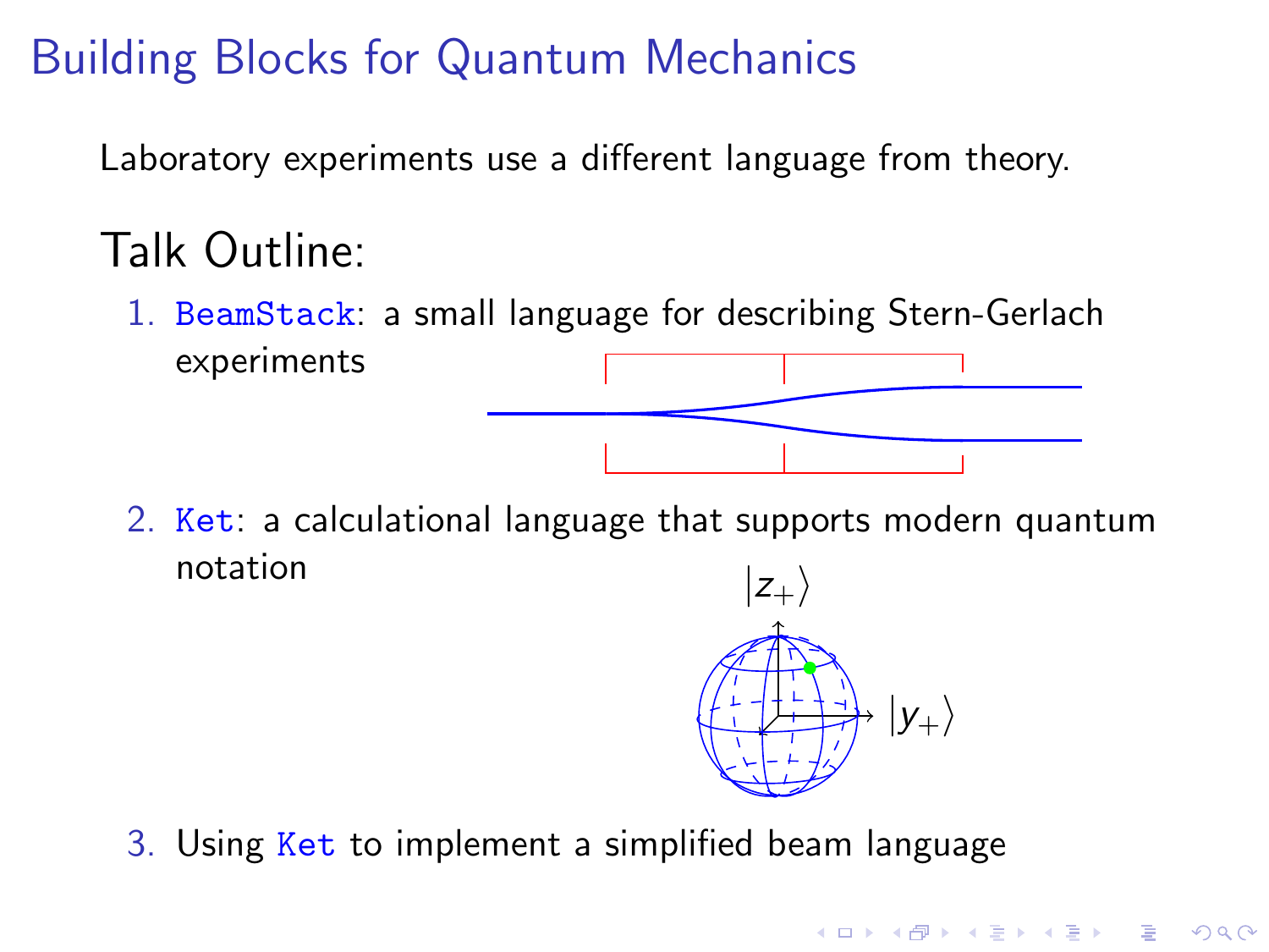# Building Blocks for Quantum Mechanics

Laboratory experiments use a different language from theory.

## Talk Outline:

1. `BeamStack`: a small language for describing Stern-Gerlach experiments
2. `Ket`: a calculational language that supports modern quantum notation
3. Using `Ket` to implement a simplified beam language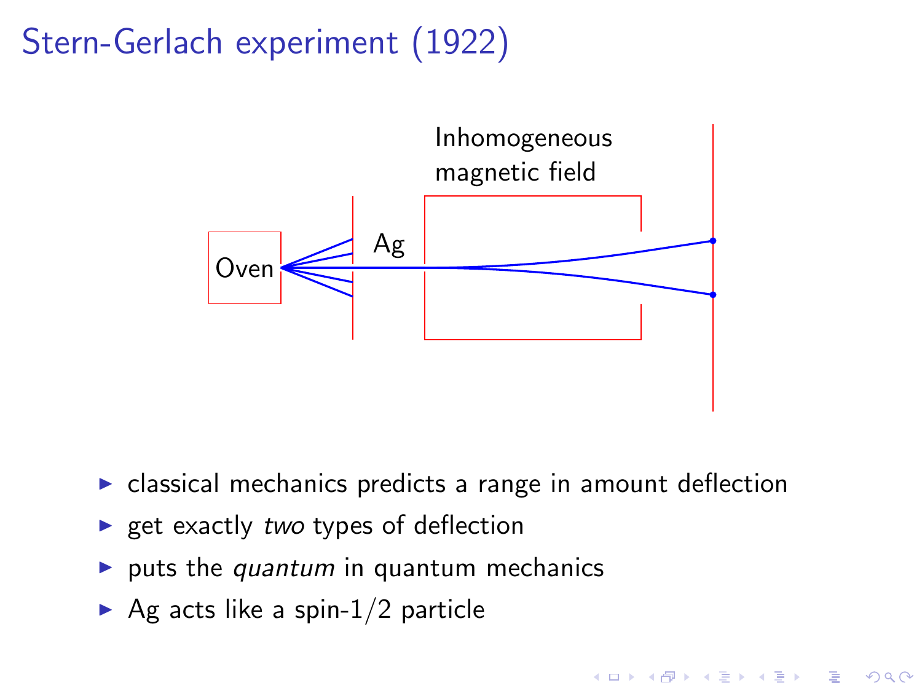# Stern-Gerlach experiment (1922)

- classical mechanics predicts a range in amount deflection
- get exactly *two* types of deflection
- puts the *quantum* in quantum mechanics
- Ag acts like a spin-$1/2$ particle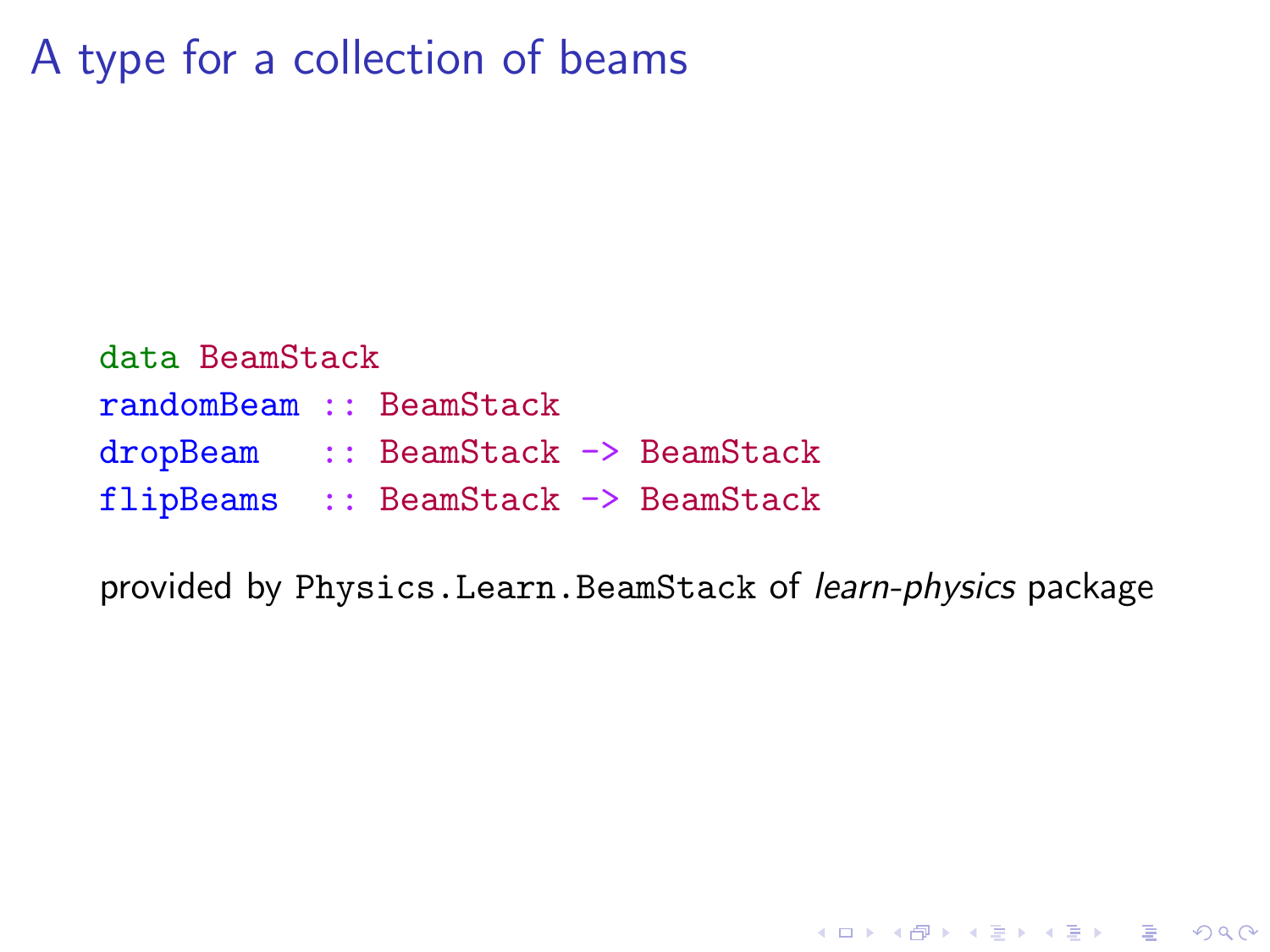# A type for a collection of beams

```
data BeamStack
randomBeam :: BeamStack
dropBeam   :: BeamStack -> BeamStack
flipBeams  :: BeamStack -> BeamStack
```

provided by `Physics.Learn.BeamStack` of *learn-physics* package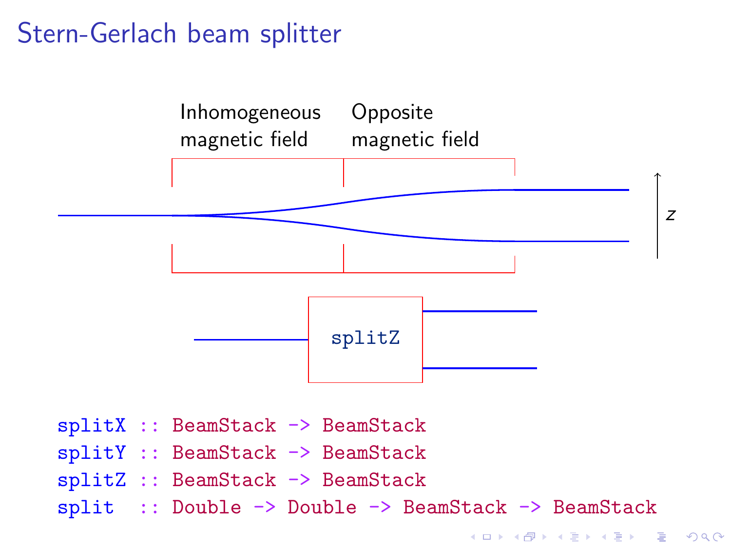# Stern-Gerlach beam splitter

Inhomogeneous magnetic field

Opposite magnetic field

$z$

splitZ

```
splitX :: BeamStack -> BeamStack
splitY :: BeamStack -> BeamStack
splitZ :: BeamStack -> BeamStack
split  :: Double -> Double -> BeamStack -> BeamStack
```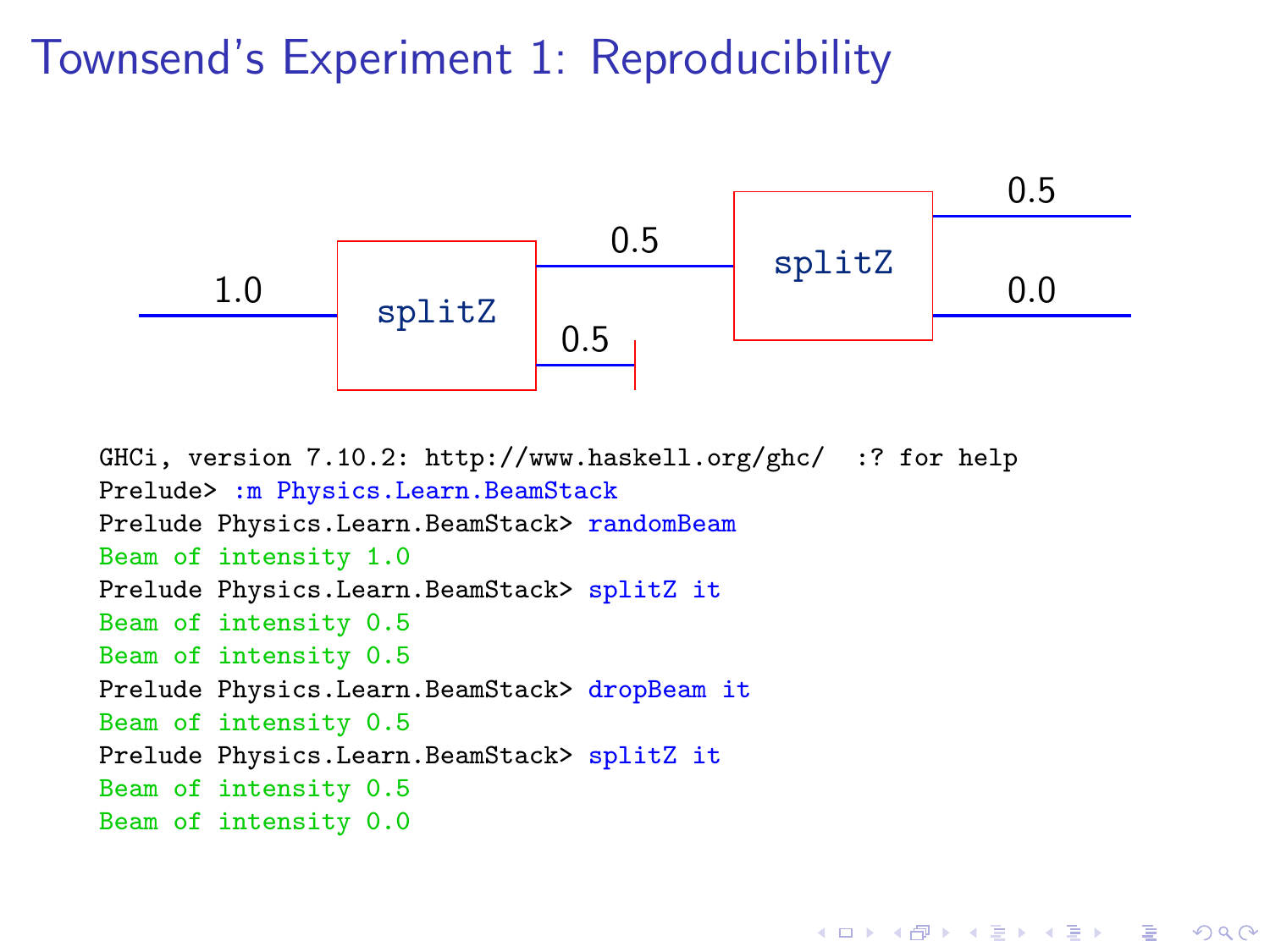# Townsend's Experiment 1: Reproducibility

1.0 → splitZ → 0.5 → splitZ → 0.5, 0.0

splitZ → 0.5 (blocked)

```
GHCi, version 7.10.2: http://www.haskell.org/ghc/  :? for help
Prelude> :m Physics.Learn.BeamStack
Prelude Physics.Learn.BeamStack> randomBeam
Beam of intensity 1.0
Prelude Physics.Learn.BeamStack> splitZ it
Beam of intensity 0.5
Beam of intensity 0.5
Prelude Physics.Learn.BeamStack> dropBeam it
Beam of intensity 0.5
Prelude Physics.Learn.BeamStack> splitZ it
Beam of intensity 0.5
Beam of intensity 0.0
```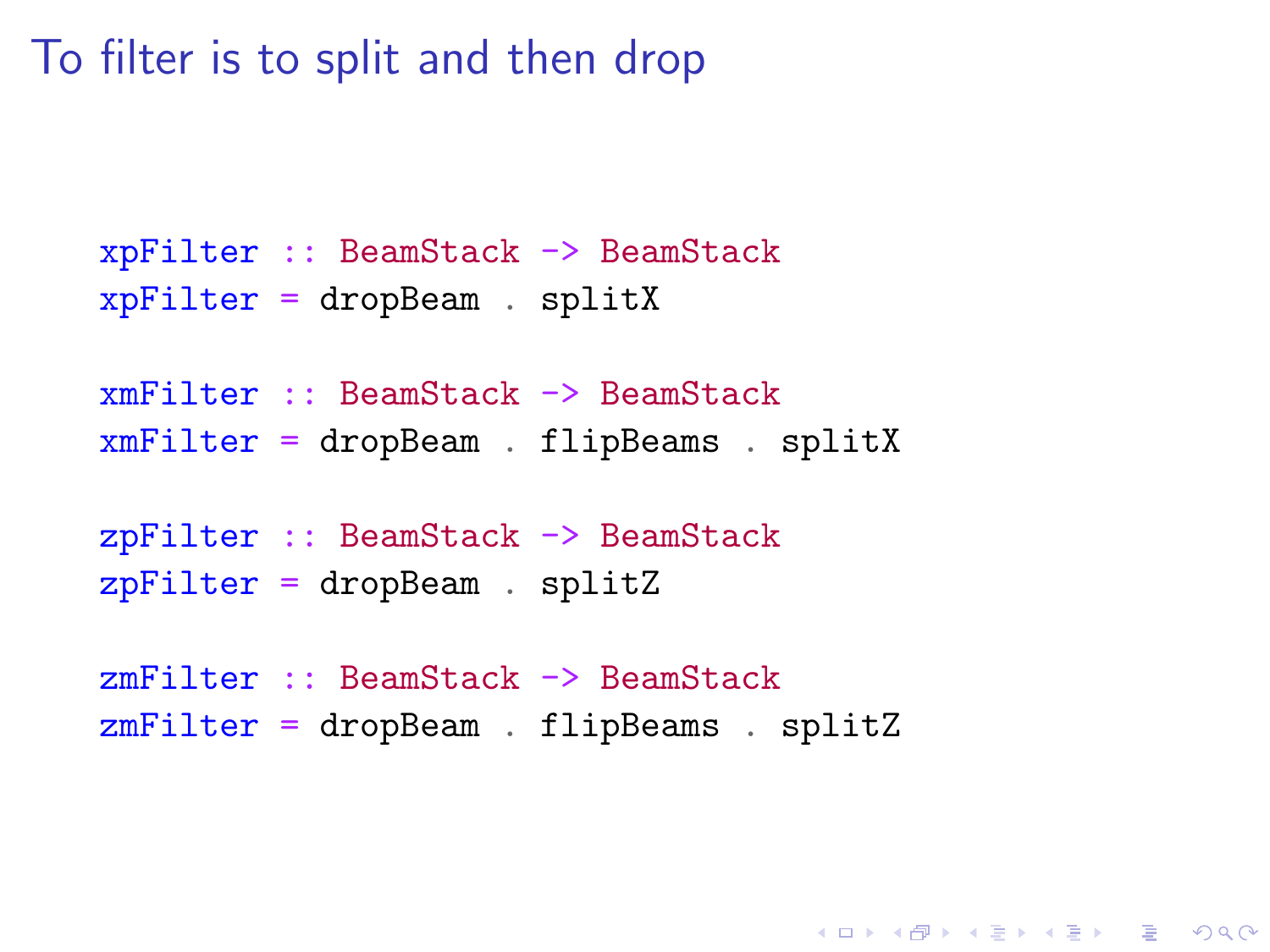# To filter is to split and then drop

```haskell
xpFilter :: BeamStack -> BeamStack
xpFilter = dropBeam . splitX

xmFilter :: BeamStack -> BeamStack
xmFilter = dropBeam . flipBeams . splitX

zpFilter :: BeamStack -> BeamStack
zpFilter = dropBeam . splitZ

zmFilter :: BeamStack -> BeamStack
zmFilter = dropBeam . flipBeams . splitZ
```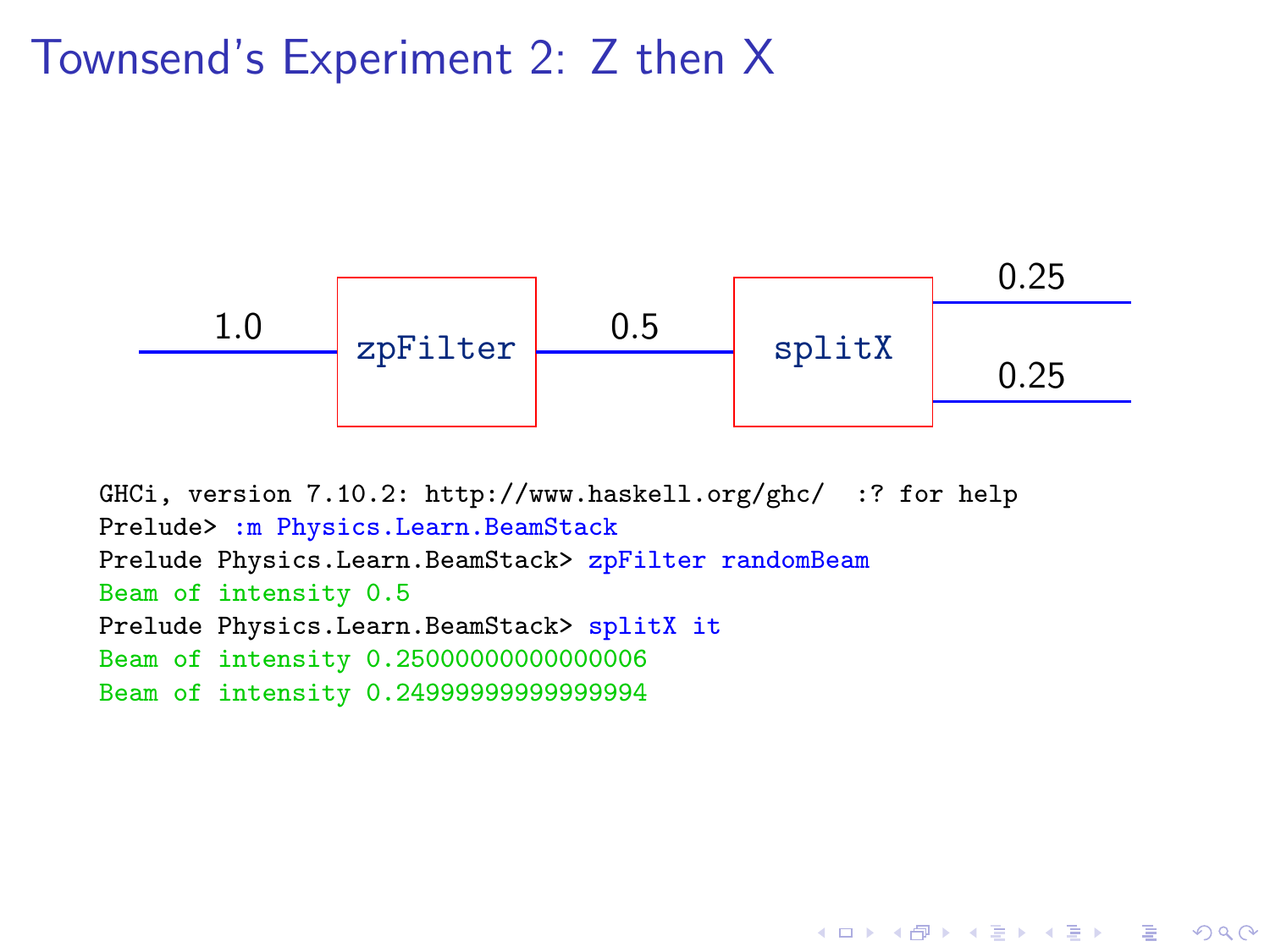# Townsend's Experiment 2: Z then X

1.0 → zpFilter → 0.5 → splitX → 0.25, 0.25

```
GHCi, version 7.10.2: http://www.haskell.org/ghc/  :? for help
Prelude> :m Physics.Learn.BeamStack
Prelude Physics.Learn.BeamStack> zpFilter randomBeam
Beam of intensity 0.5
Prelude Physics.Learn.BeamStack> splitX it
Beam of intensity 0.25000000000000006
Beam of intensity 0.24999999999999994
```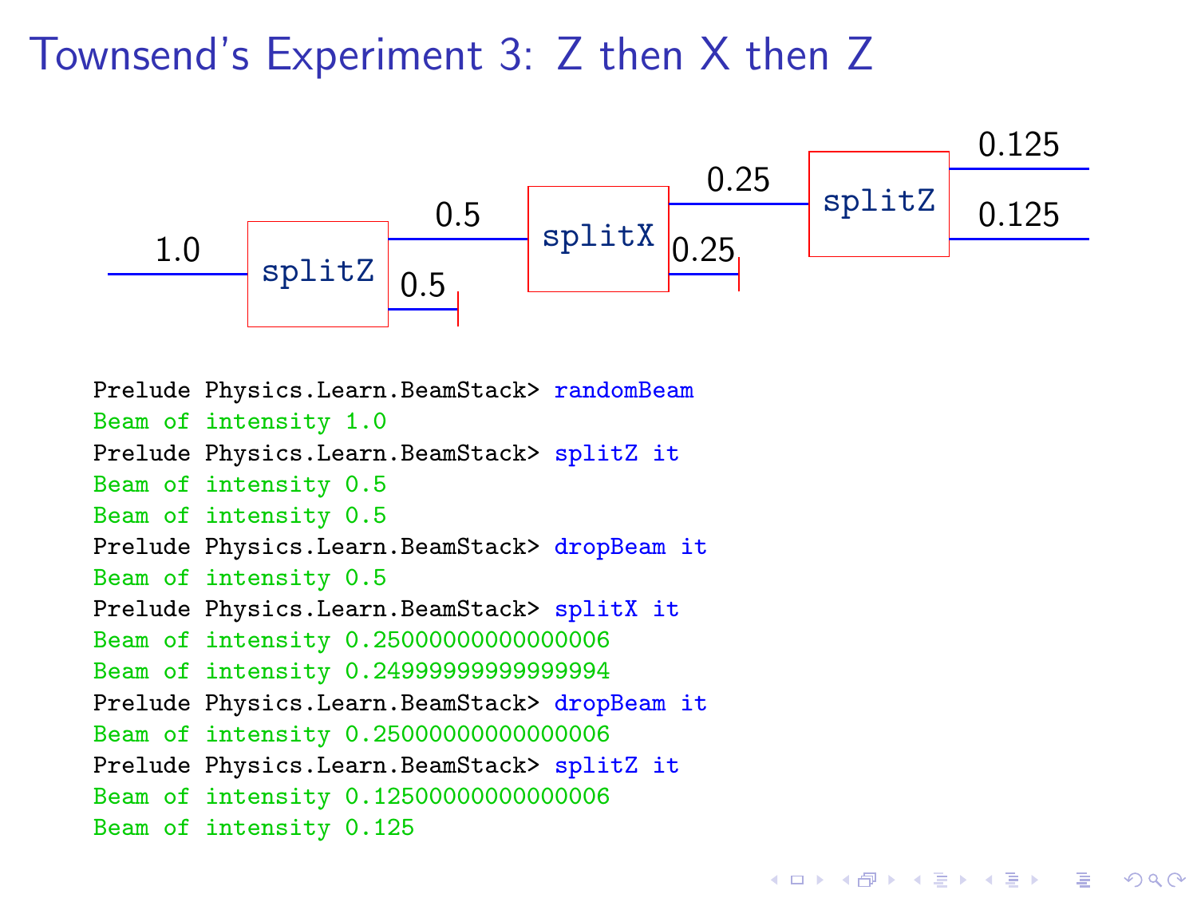# Townsend's Experiment 3: Z then X then Z

1.0 → splitZ → 0.5, 0.5 (dropped) → splitX → 0.25, 0.25 (dropped) → splitZ → 0.125, 0.125

```
Prelude Physics.Learn.BeamStack> randomBeam
Beam of intensity 1.0
Prelude Physics.Learn.BeamStack> splitZ it
Beam of intensity 0.5
Beam of intensity 0.5
Prelude Physics.Learn.BeamStack> dropBeam it
Beam of intensity 0.5
Prelude Physics.Learn.BeamStack> splitX it
Beam of intensity 0.25000000000000006
Beam of intensity 0.24999999999999994
Prelude Physics.Learn.BeamStack> dropBeam it
Beam of intensity 0.25000000000000006
Prelude Physics.Learn.BeamStack> splitZ it
Beam of intensity 0.12500000000000006
Beam of intensity 0.125
```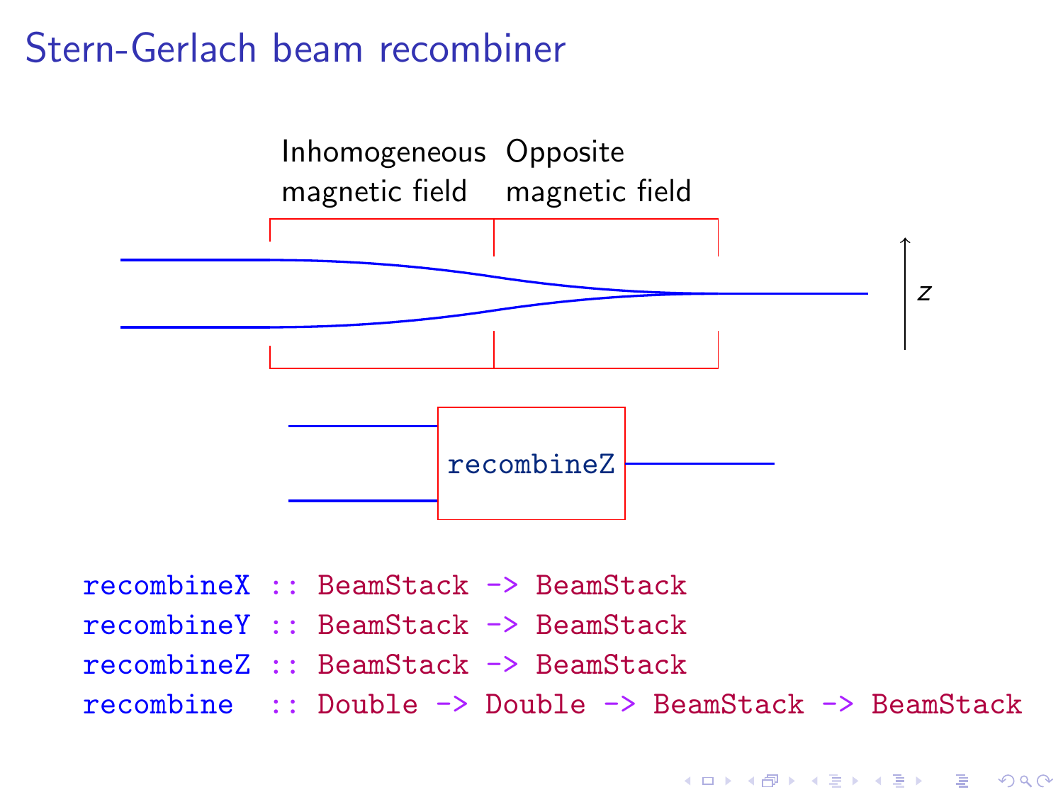# Stern-Gerlach beam recombiner

Inhomogeneous magnetic field

Opposite magnetic field

$z$

recombineZ

```
recombineX :: BeamStack -> BeamStack
recombineY :: BeamStack -> BeamStack
recombineZ :: BeamStack -> BeamStack
recombine  :: Double -> Double -> BeamStack -> BeamStack
```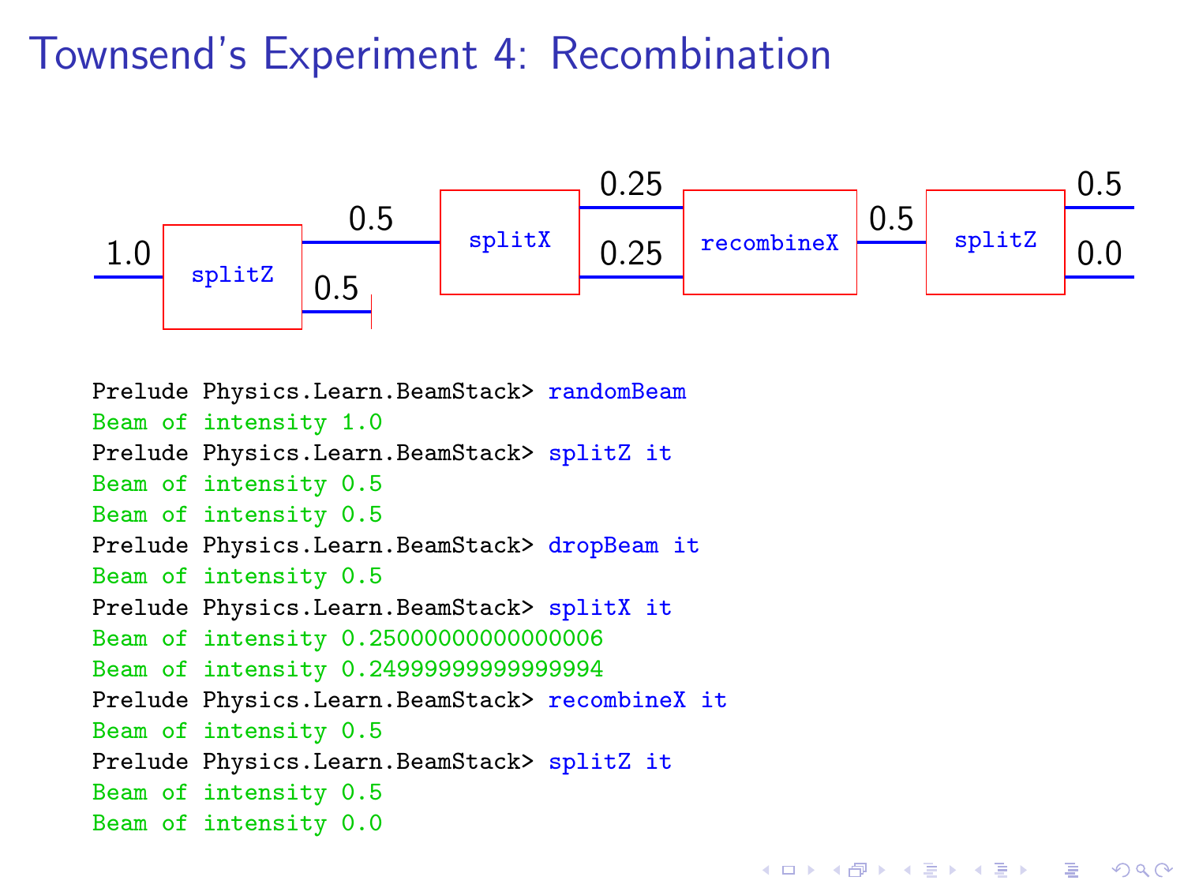# Townsend's Experiment 4: Recombination

1.0 → splitZ → 0.5 (dropped), 0.5 → splitX → 0.25, 0.25 → recombineX → 0.5 → splitZ → 0.5, 0.0

```
Prelude Physics.Learn.BeamStack> randomBeam
Beam of intensity 1.0
Prelude Physics.Learn.BeamStack> splitZ it
Beam of intensity 0.5
Beam of intensity 0.5
Prelude Physics.Learn.BeamStack> dropBeam it
Beam of intensity 0.5
Prelude Physics.Learn.BeamStack> splitX it
Beam of intensity 0.25000000000000006
Beam of intensity 0.24999999999999994
Prelude Physics.Learn.BeamStack> recombineX it
Beam of intensity 0.5
Prelude Physics.Learn.BeamStack> splitZ it
Beam of intensity 0.5
Beam of intensity 0.0
```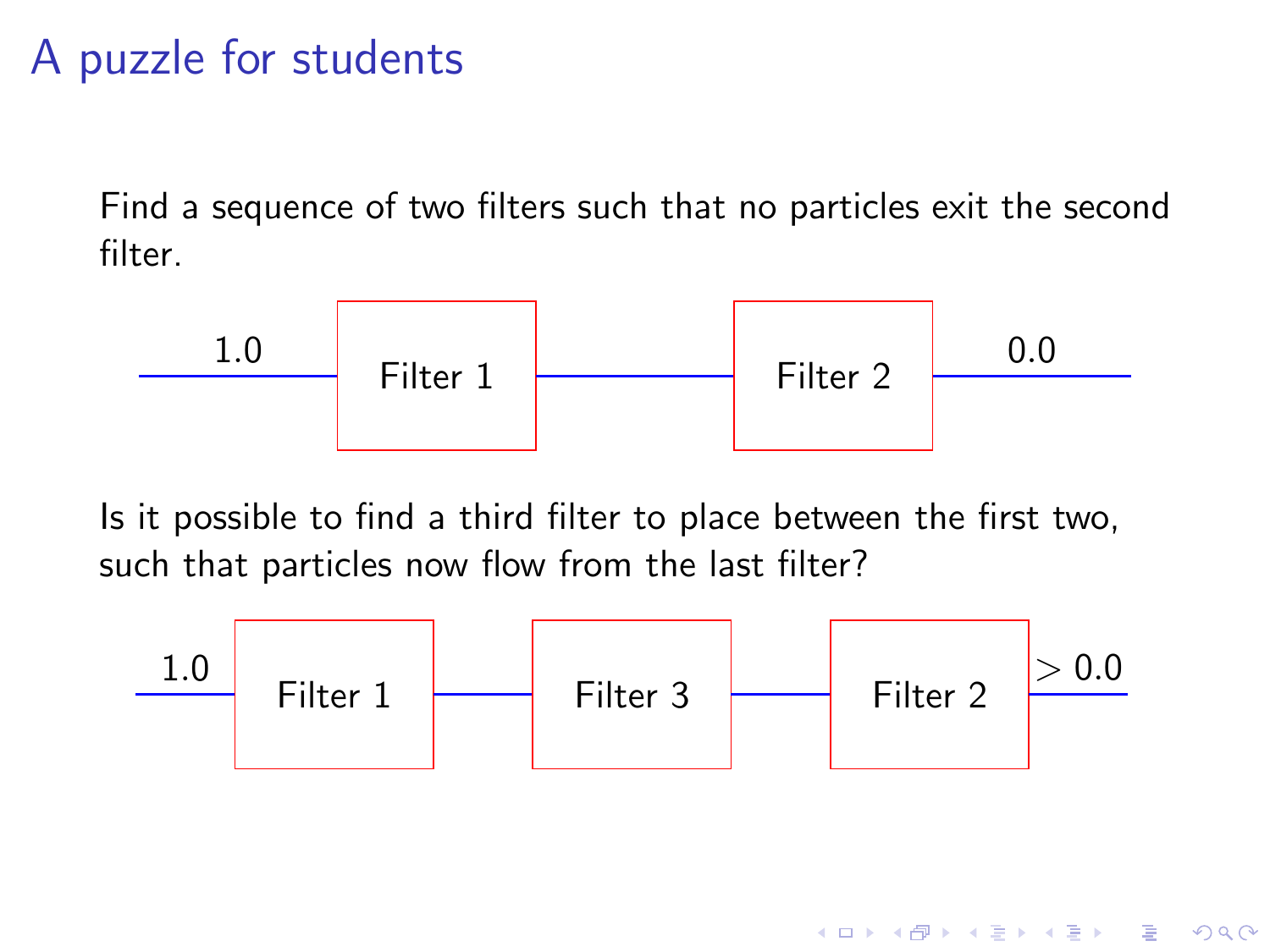# A puzzle for students

Find a sequence of two filters such that no particles exit the second filter.

1.0 — Filter 1 — Filter 2 — 0.0

Is it possible to find a third filter to place between the first two, such that particles now flow from the last filter?

1.0 — Filter 1 — Filter 3 — Filter 2 — $> 0.0$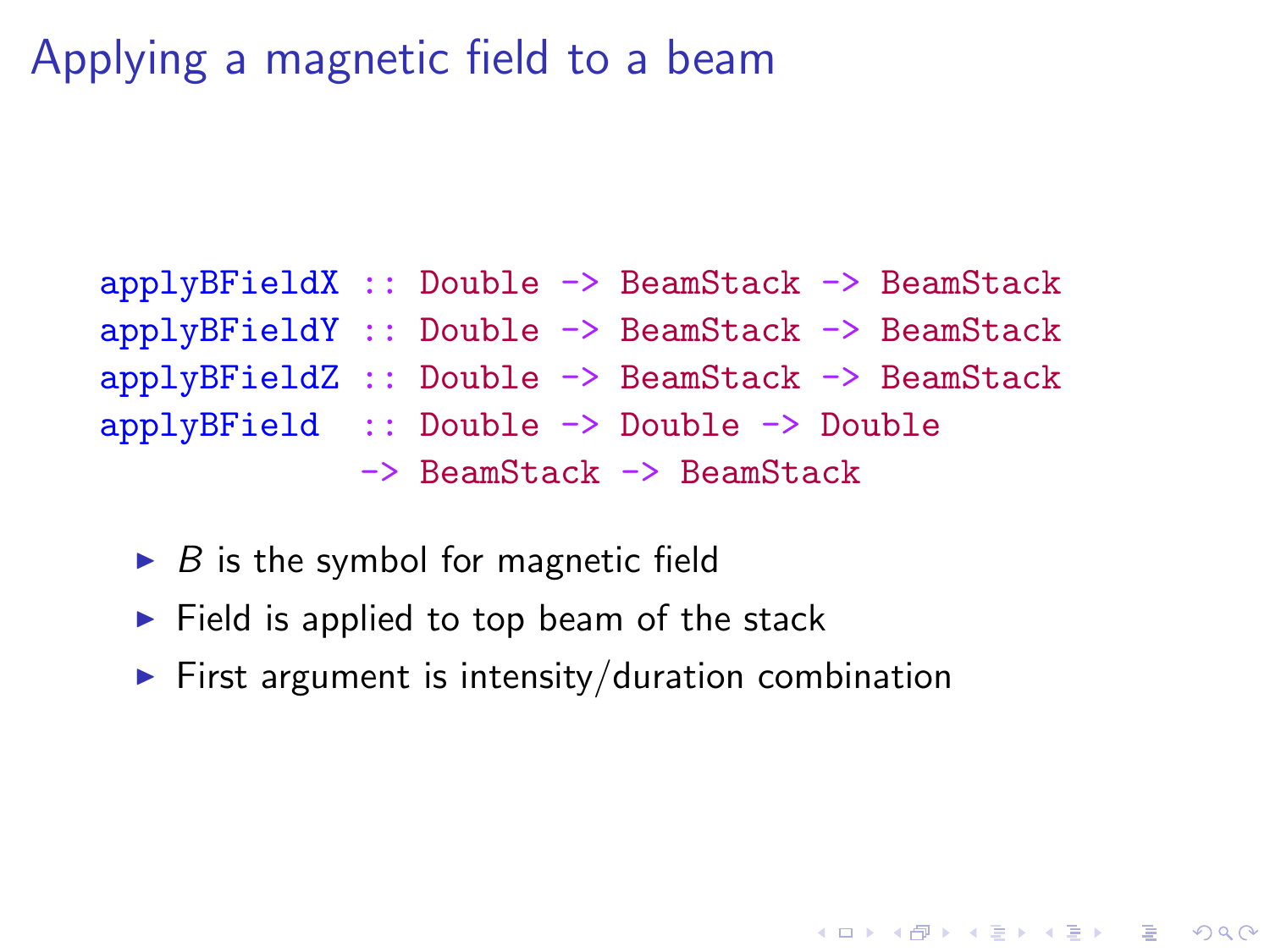# Applying a magnetic field to a beam

```
applyBFieldX :: Double -> BeamStack -> BeamStack
applyBFieldY :: Double -> BeamStack -> BeamStack
applyBFieldZ :: Double -> BeamStack -> BeamStack
applyBField  :: Double -> Double -> Double
             -> BeamStack -> BeamStack
```

- $B$ is the symbol for magnetic field
- Field is applied to top beam of the stack
- First argument is intensity/duration combination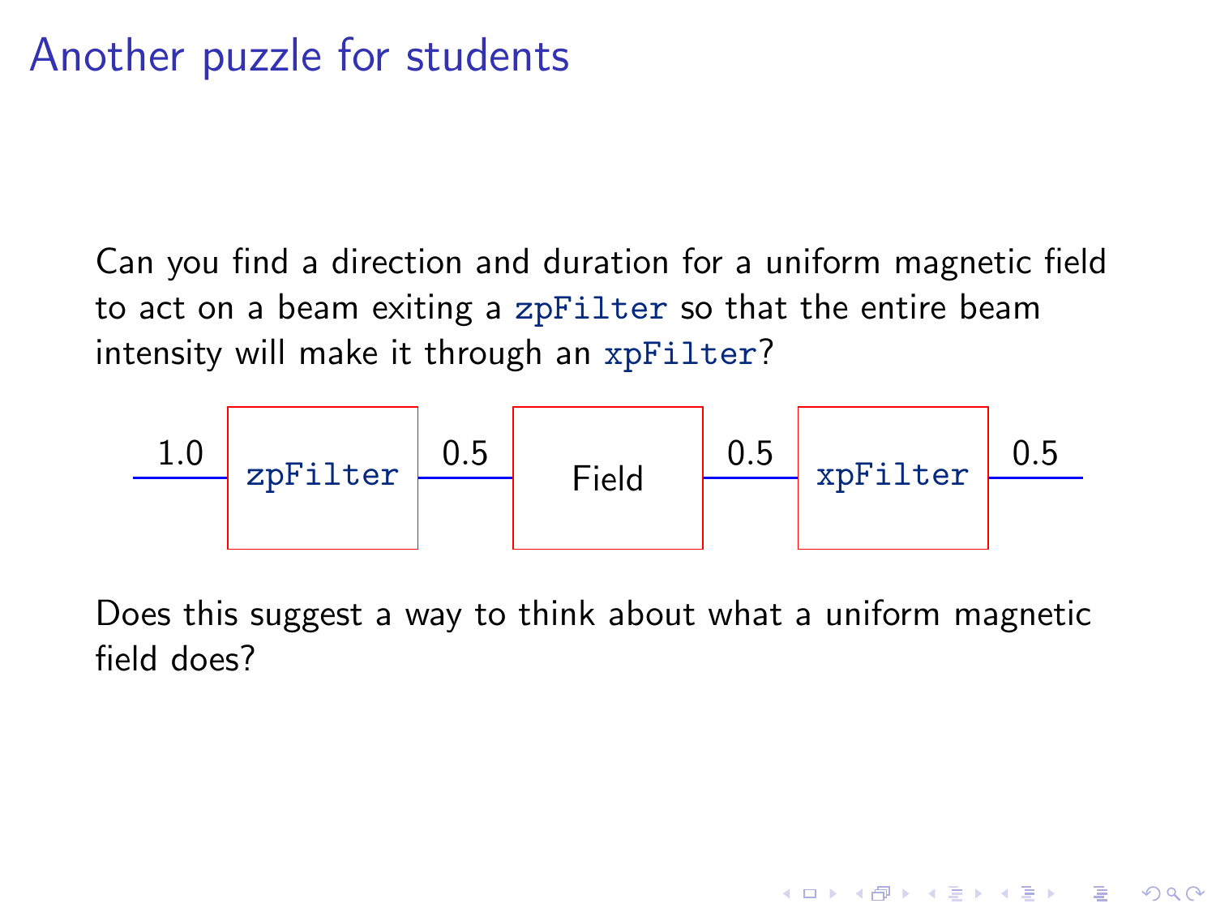# Another puzzle for students

Can you find a direction and duration for a uniform magnetic field to act on a beam exiting a `zpFilter` so that the entire beam intensity will make it through an `xpFilter`?

1.0 → `zpFilter` → 0.5 → Field → 0.5 → `xpFilter` → 0.5

Does this suggest a way to think about what a uniform magnetic field does?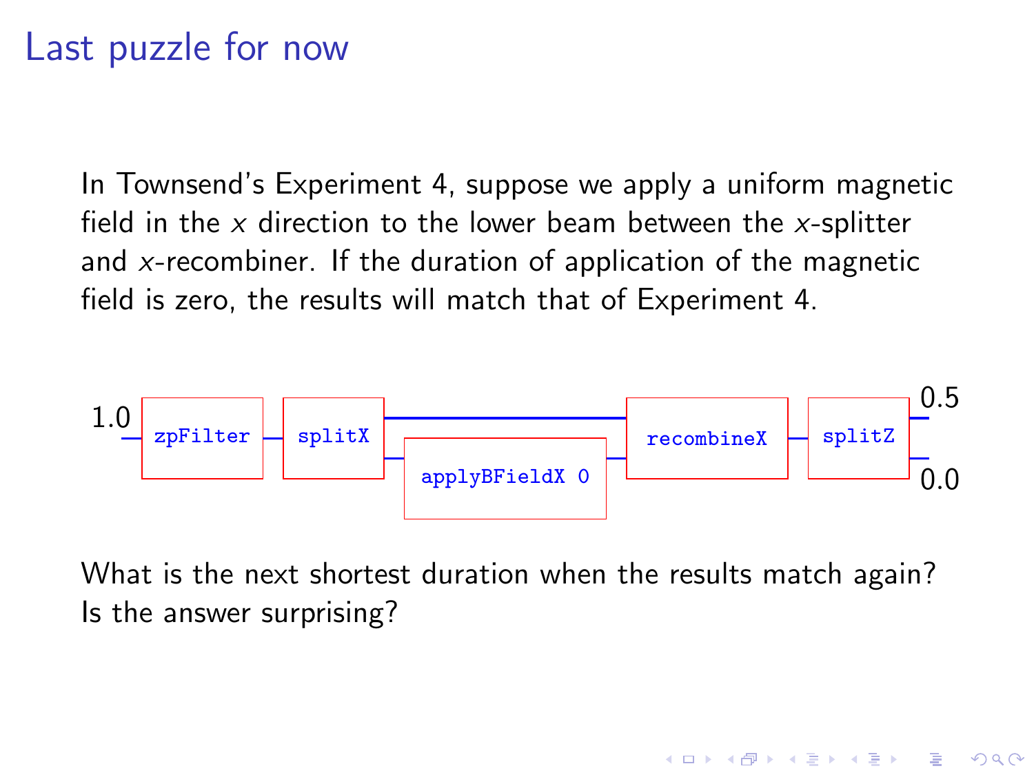# Last puzzle for now

In Townsend's Experiment 4, suppose we apply a uniform magnetic field in the $x$ direction to the lower beam between the $x$-splitter and $x$-recombiner. If the duration of application of the magnetic field is zero, the results will match that of Experiment 4.

```
1.0 — zpFilter — splitX ——————————————————— recombineX — splitZ — 0.5
                        — applyBFieldX 0 —                       — 0.0
```

What is the next shortest duration when the results match again? Is the answer surprising?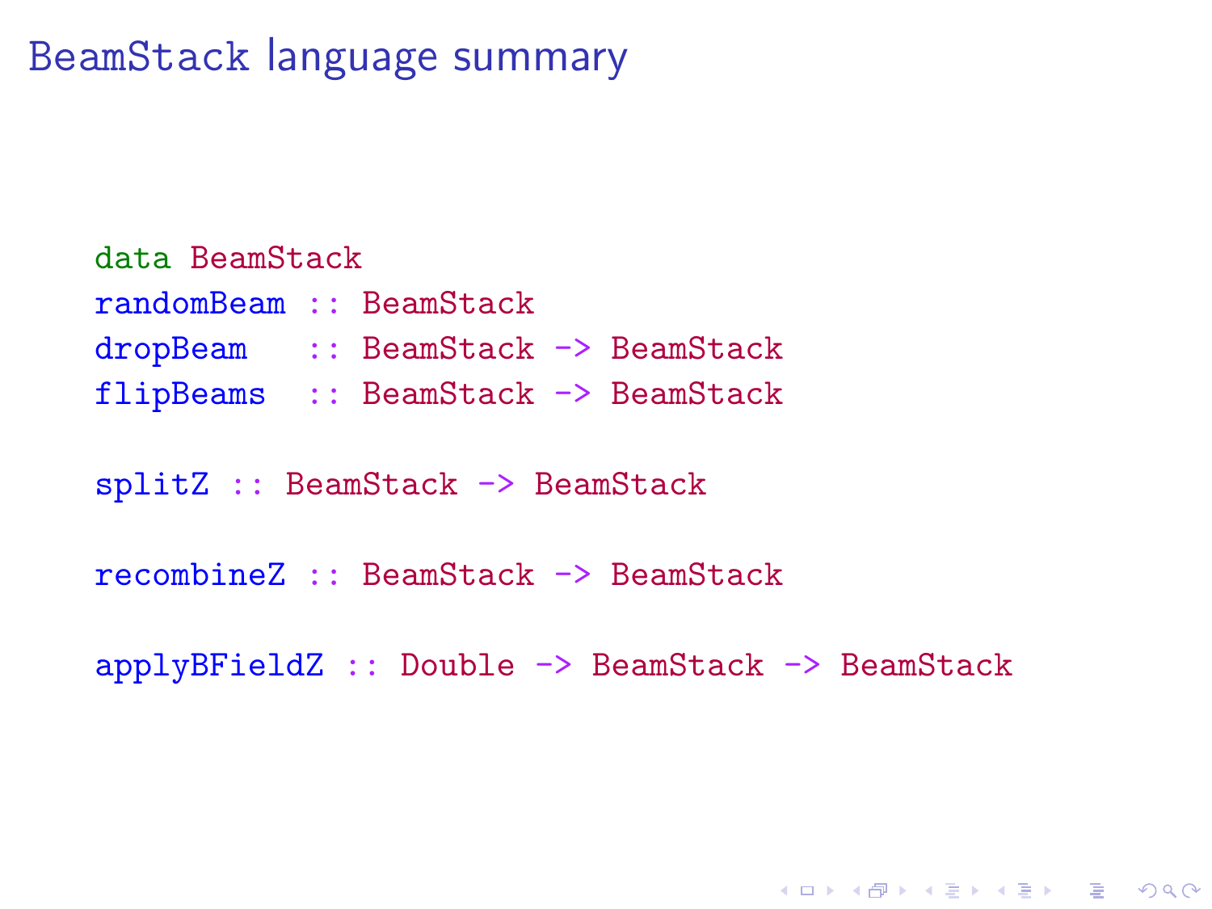# BeamStack language summary

```
data BeamStack
randomBeam :: BeamStack
dropBeam   :: BeamStack -> BeamStack
flipBeams  :: BeamStack -> BeamStack

splitZ :: BeamStack -> BeamStack

recombineZ :: BeamStack -> BeamStack

applyBFieldZ :: Double -> BeamStack -> BeamStack
```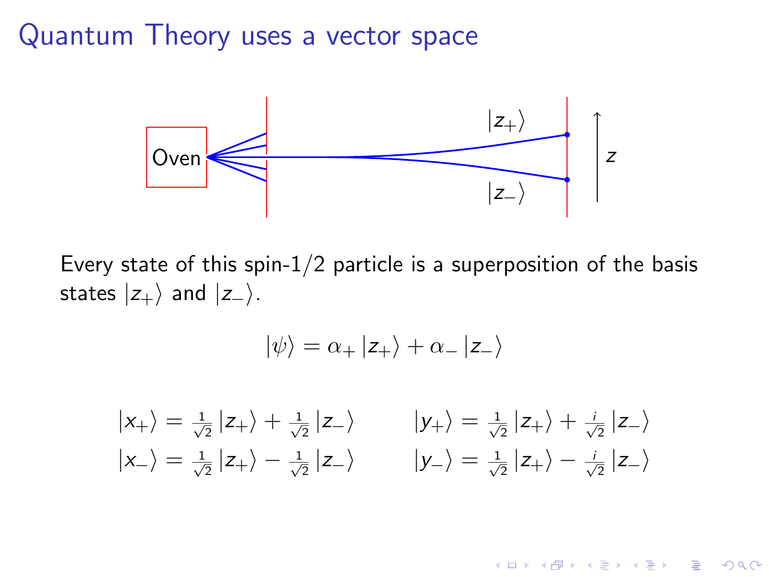# Quantum Theory uses a vector space

Every state of this spin-1/2 particle is a superposition of the basis states $|z_+\rangle$ and $|z_-\rangle$.

$$|\psi\rangle = \alpha_+ |z_+\rangle + \alpha_- |z_-\rangle$$

$$|x_+\rangle = \tfrac{1}{\sqrt{2}} |z_+\rangle + \tfrac{1}{\sqrt{2}} |z_-\rangle \qquad |y_+\rangle = \tfrac{1}{\sqrt{2}} |z_+\rangle + \tfrac{i}{\sqrt{2}} |z_-\rangle$$

$$|x_-\rangle = \tfrac{1}{\sqrt{2}} |z_+\rangle - \tfrac{1}{\sqrt{2}} |z_-\rangle \qquad |y_-\rangle = \tfrac{1}{\sqrt{2}} |z_+\rangle - \tfrac{i}{\sqrt{2}} |z_-\rangle$$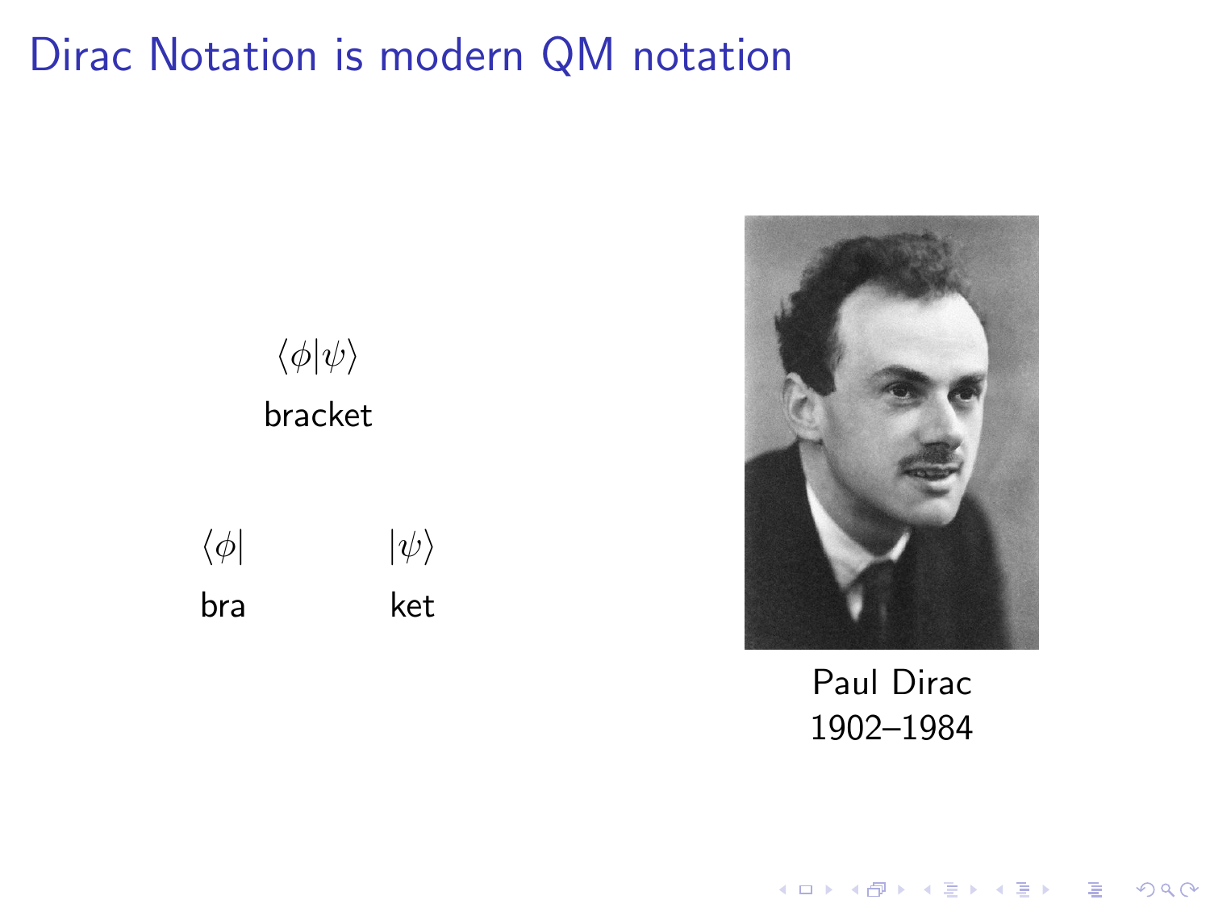# Dirac Notation is modern QM notation

$$\langle \phi | \psi \rangle$$

bracket

$\langle \phi |$ bra

$| \psi \rangle$ ket

Paul Dirac
1902–1984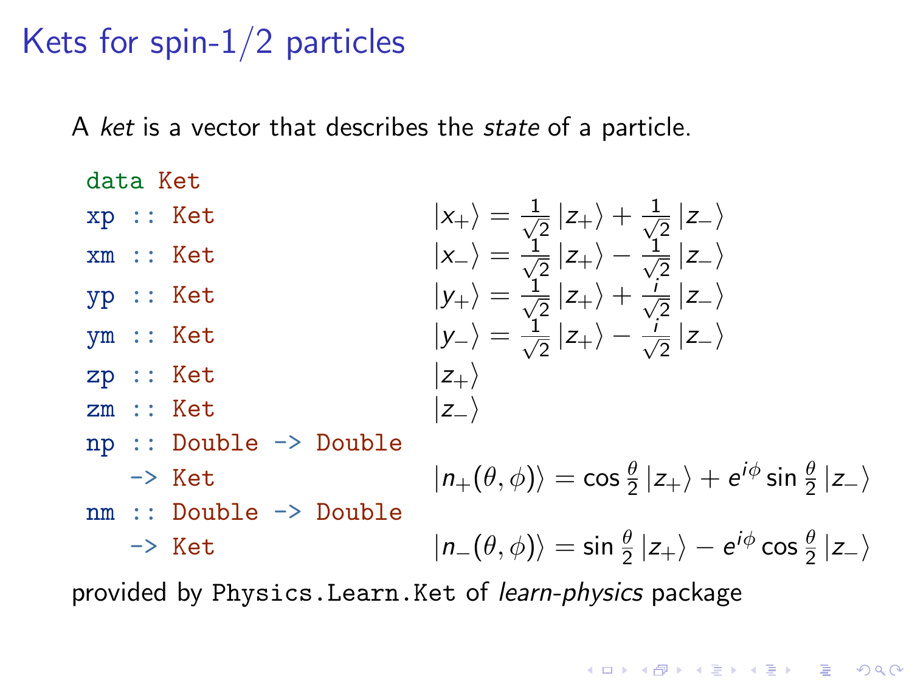# Kets for spin-1/2 particles

A *ket* is a vector that describes the *state* of a particle.

```
data Ket
xp :: Ket
xm :: Ket
yp :: Ket
ym :: Ket
zp :: Ket
zm :: Ket
np :: Double -> Double
   -> Ket
nm :: Double -> Double
   -> Ket
```

$$|x_+\rangle = \frac{1}{\sqrt{2}}|z_+\rangle + \frac{1}{\sqrt{2}}|z_-\rangle$$

$$|x_-\rangle = \frac{1}{\sqrt{2}}|z_+\rangle - \frac{1}{\sqrt{2}}|z_-\rangle$$

$$|y_+\rangle = \frac{1}{\sqrt{2}}|z_+\rangle + \frac{i}{\sqrt{2}}|z_-\rangle$$

$$|y_-\rangle = \frac{1}{\sqrt{2}}|z_+\rangle - \frac{i}{\sqrt{2}}|z_-\rangle$$

$$|z_+\rangle$$

$$|z_-\rangle$$

$$|n_+(\theta,\phi)\rangle = \cos\frac{\theta}{2}|z_+\rangle + e^{i\phi}\sin\frac{\theta}{2}|z_-\rangle$$

$$|n_-(\theta,\phi)\rangle = \sin\frac{\theta}{2}|z_+\rangle - e^{i\phi}\cos\frac{\theta}{2}|z_-\rangle$$

provided by `Physics.Learn.Ket` of *learn-physics* package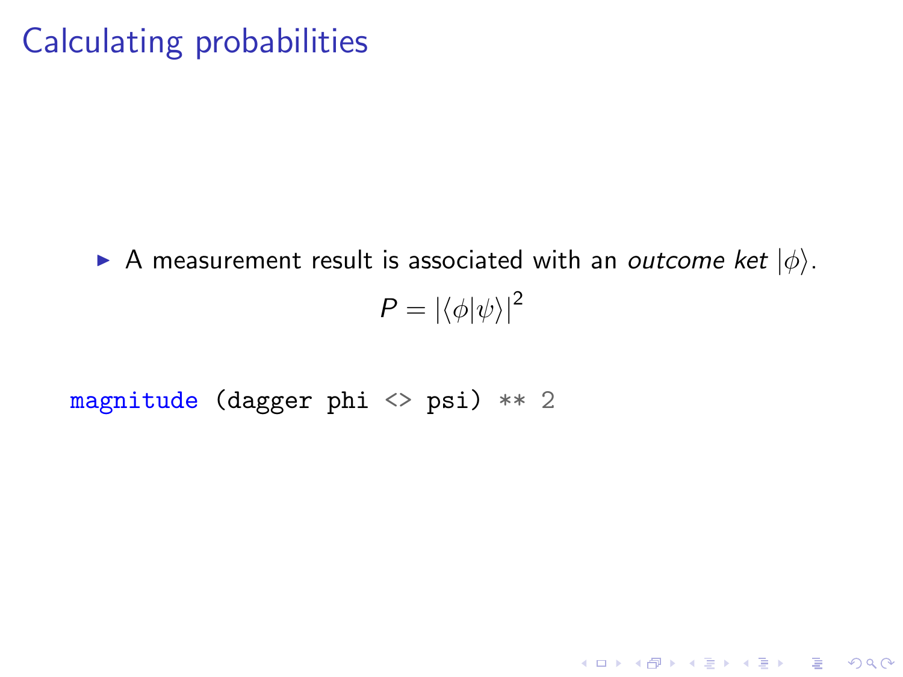# Calculating probabilities

- A measurement result is associated with an *outcome ket* $|\phi\rangle$.

$$P = |\langle\phi|\psi\rangle|^2$$

```
magnitude (dagger phi <> psi) ** 2
```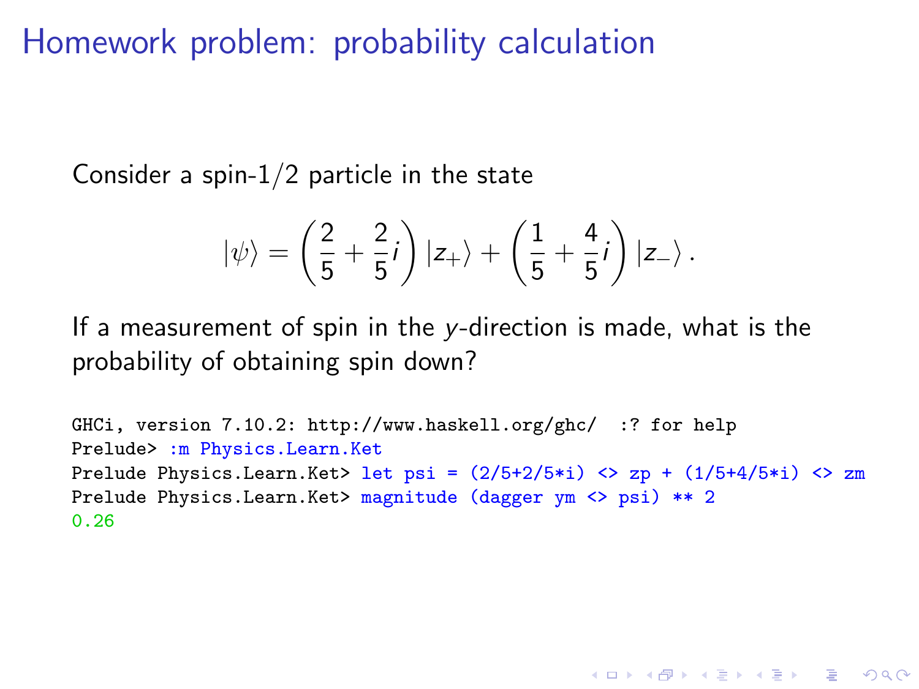# Homework problem: probability calculation

Consider a spin-1/2 particle in the state

$$|\psi\rangle = \left(\frac{2}{5} + \frac{2}{5}i\right)|z_+\rangle + \left(\frac{1}{5} + \frac{4}{5}i\right)|z_-\rangle .$$

If a measurement of spin in the $y$-direction is made, what is the probability of obtaining spin down?

```
GHCi, version 7.10.2: http://www.haskell.org/ghc/  :? for help
Prelude> :m Physics.Learn.Ket
Prelude Physics.Learn.Ket> let psi = (2/5+2/5*i) <> zp + (1/5+4/5*i) <> zm
Prelude Physics.Learn.Ket> magnitude (dagger ym <> psi) ** 2
0.26
```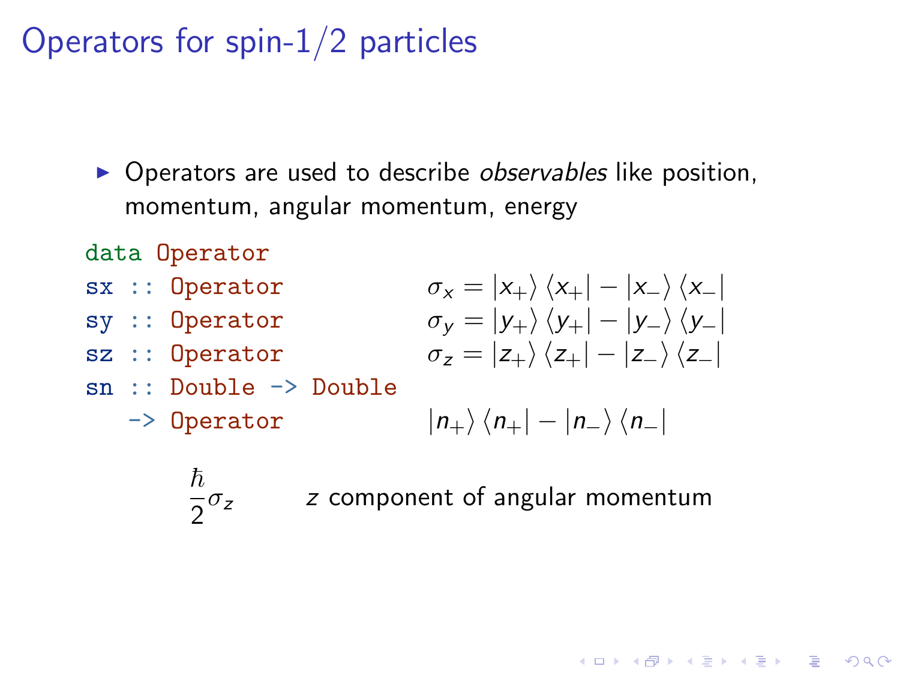# Operators for spin-1/2 particles

- Operators are used to describe *observables* like position, momentum, angular momentum, energy

```
data Operator
sx :: Operator
sy :: Operator
sz :: Operator
sn :: Double -> Double
   -> Operator
```

$$\sigma_x = |x_+\rangle \langle x_+| - |x_-\rangle \langle x_-|$$

$$\sigma_y = |y_+\rangle \langle y_+| - |y_-\rangle \langle y_-|$$

$$\sigma_z = |z_+\rangle \langle z_+| - |z_-\rangle \langle z_-|$$

$$|n_+\rangle \langle n_+| - |n_-\rangle \langle n_-|$$

$\frac{\hbar}{2}\sigma_z$ — $z$ component of angular momentum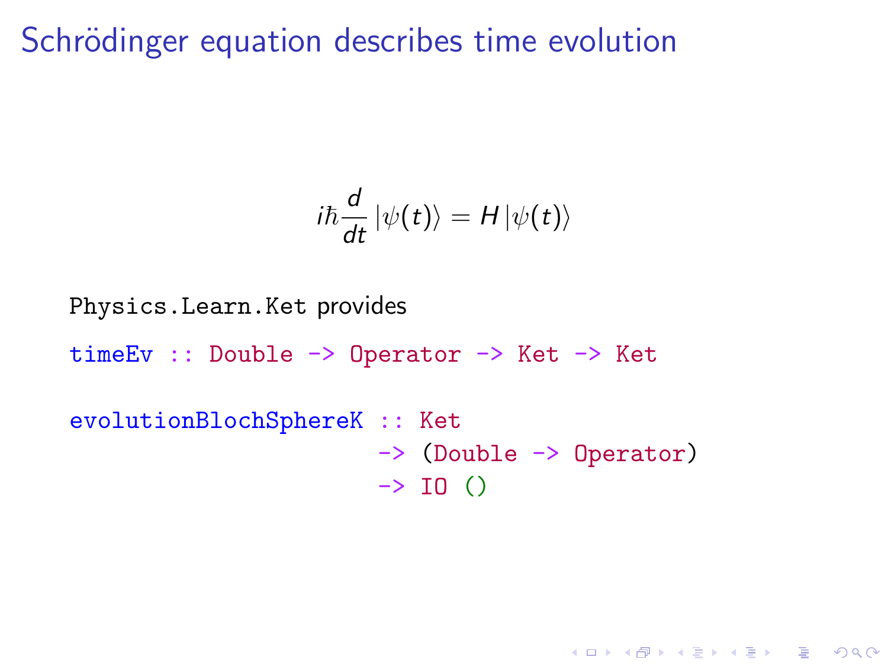# Schrödinger equation describes time evolution

$$i\hbar \frac{d}{dt} |\psi(t)\rangle = H |\psi(t)\rangle$$

`Physics.Learn.Ket` provides

```
timeEv :: Double -> Operator -> Ket -> Ket

evolutionBlochSphereK :: Ket
                      -> (Double -> Operator)
                      -> IO ()
```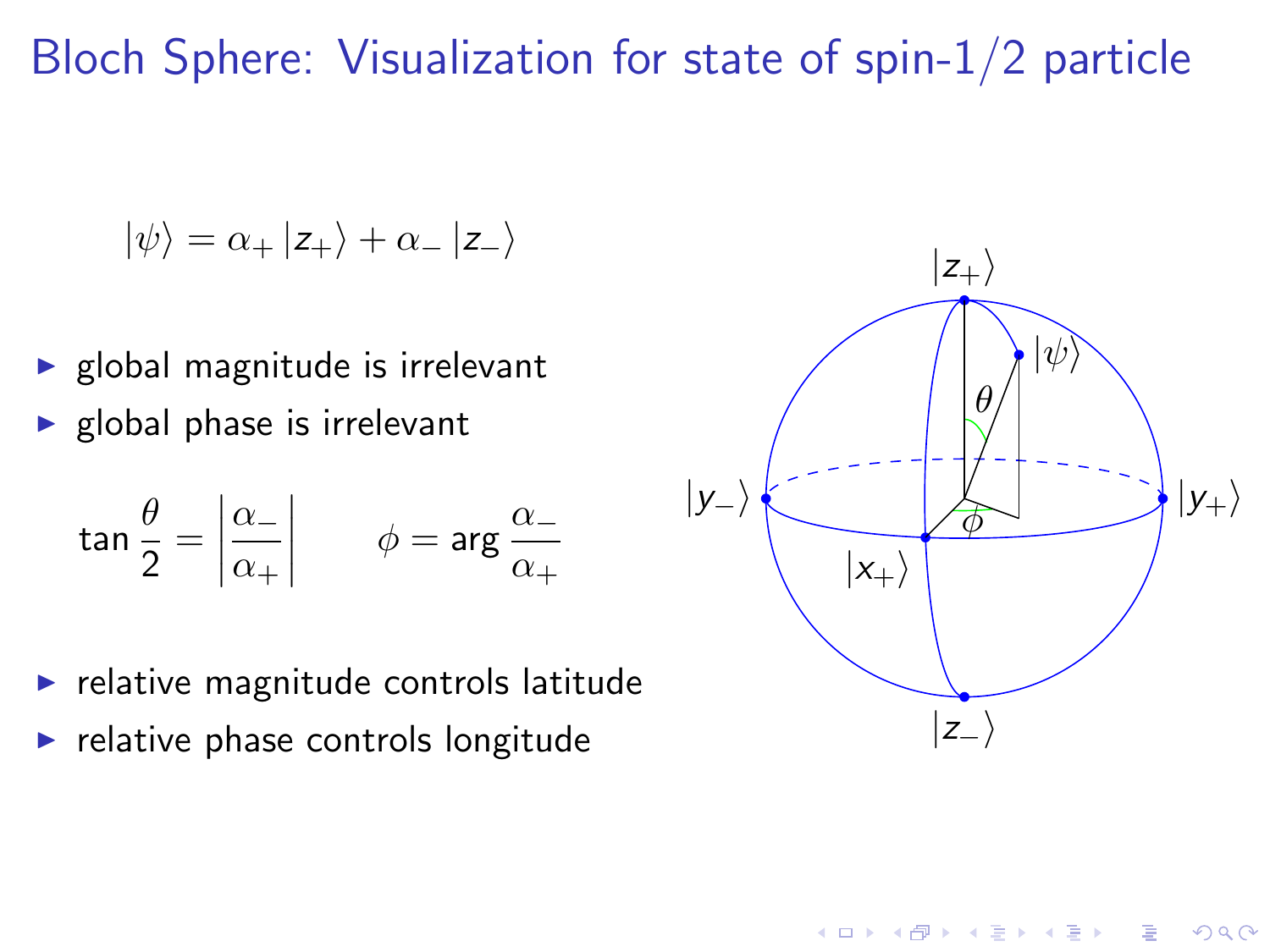# Bloch Sphere: Visualization for state of spin-1/2 particle

$$|\psi\rangle = \alpha_+ |z_+\rangle + \alpha_- |z_-\rangle$$

- global magnitude is irrelevant
- global phase is irrelevant

$$\tan\frac{\theta}{2} = \left|\frac{\alpha_-}{\alpha_+}\right| \qquad \phi = \arg\frac{\alpha_-}{\alpha_+}$$

- relative magnitude controls latitude
- relative phase controls longitude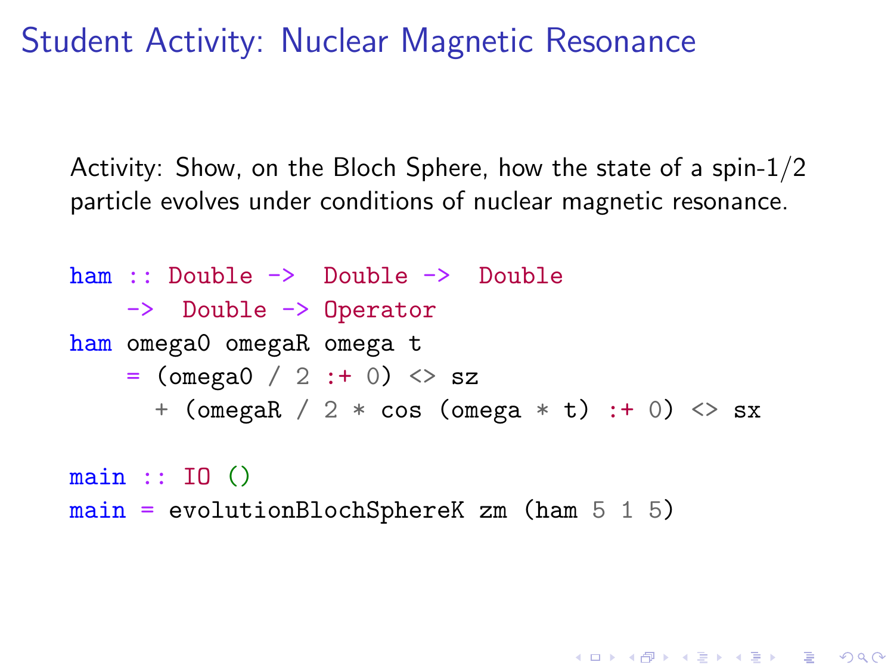# Student Activity: Nuclear Magnetic Resonance

Activity: Show, on the Bloch Sphere, how the state of a spin-1/2 particle evolves under conditions of nuclear magnetic resonance.

```
ham :: Double ->  Double ->  Double
    ->  Double -> Operator
ham omega0 omegaR omega t
    = (omega0 / 2 :+ 0) <> sz
      + (omegaR / 2 * cos (omega * t) :+ 0) <> sx

main :: IO ()
main = evolutionBlochSphereK zm (ham 5 1 5)
```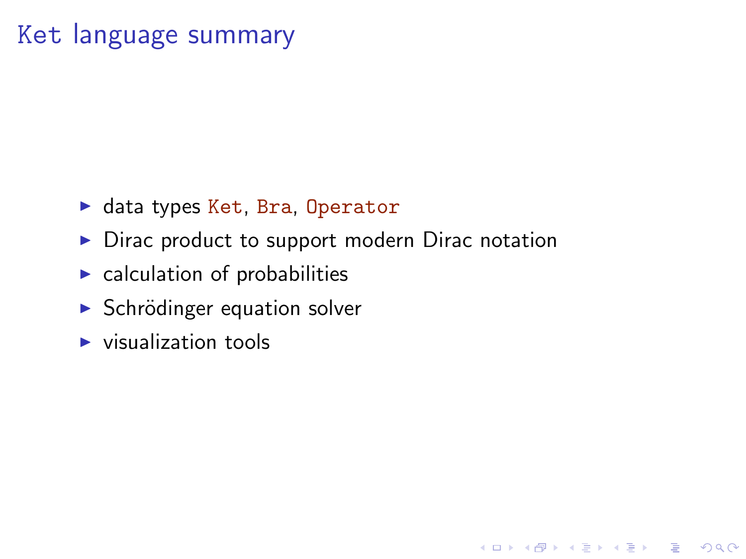# Ket language summary

- data types `Ket`, `Bra`, `Operator`
- Dirac product to support modern Dirac notation
- calculation of probabilities
- Schrödinger equation solver
- visualization tools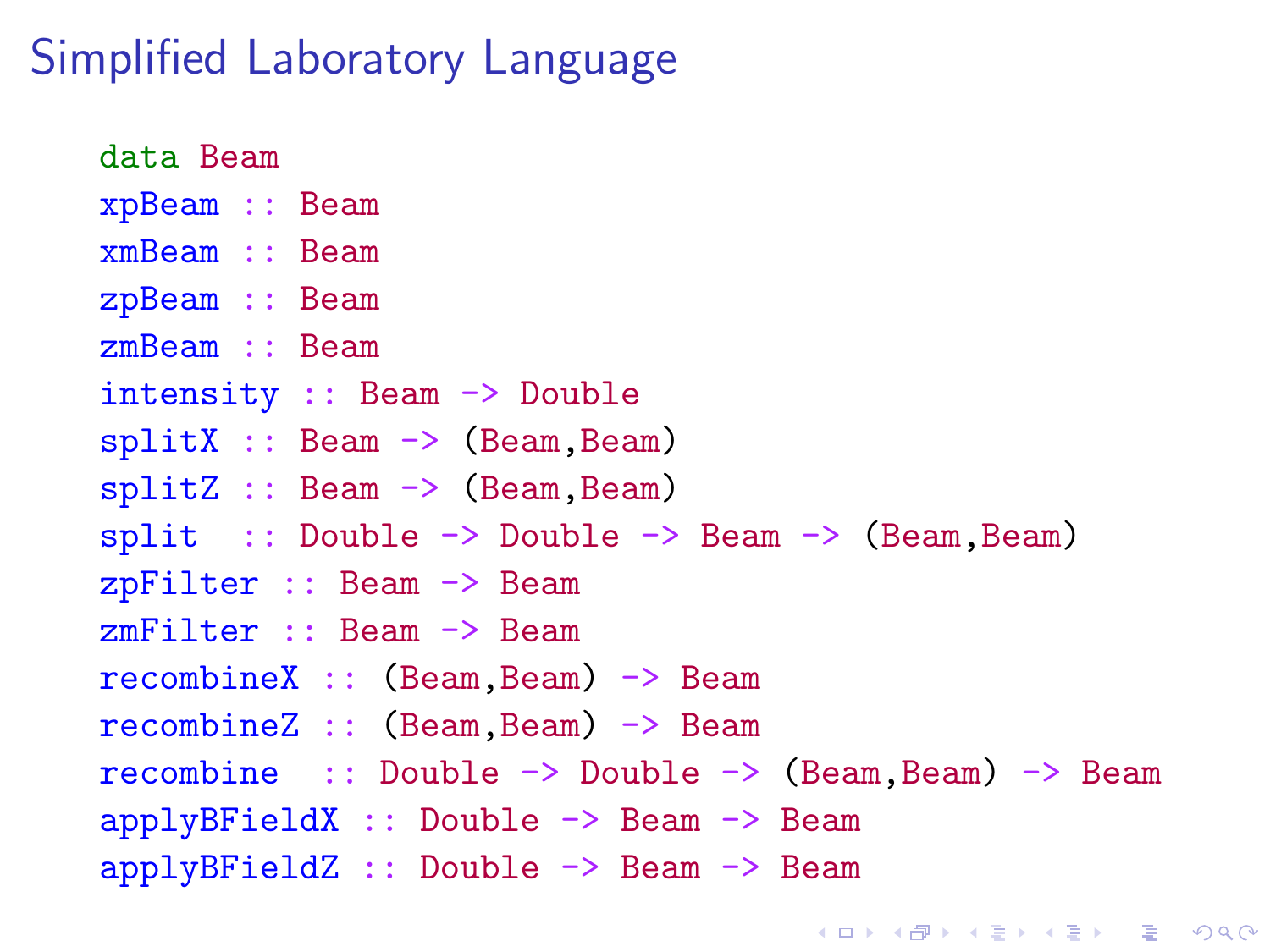# Simplified Laboratory Language

```
data Beam
xpBeam :: Beam
xmBeam :: Beam
zpBeam :: Beam
zmBeam :: Beam
intensity :: Beam -> Double
splitX :: Beam -> (Beam,Beam)
splitZ :: Beam -> (Beam,Beam)
split  :: Double -> Double -> Beam -> (Beam,Beam)
zpFilter :: Beam -> Beam
zmFilter :: Beam -> Beam
recombineX :: (Beam,Beam) -> Beam
recombineZ :: (Beam,Beam) -> Beam
recombine  :: Double -> Double -> (Beam,Beam) -> Beam
applyBFieldX :: Double -> Beam -> Beam
applyBFieldZ :: Double -> Beam -> Beam
```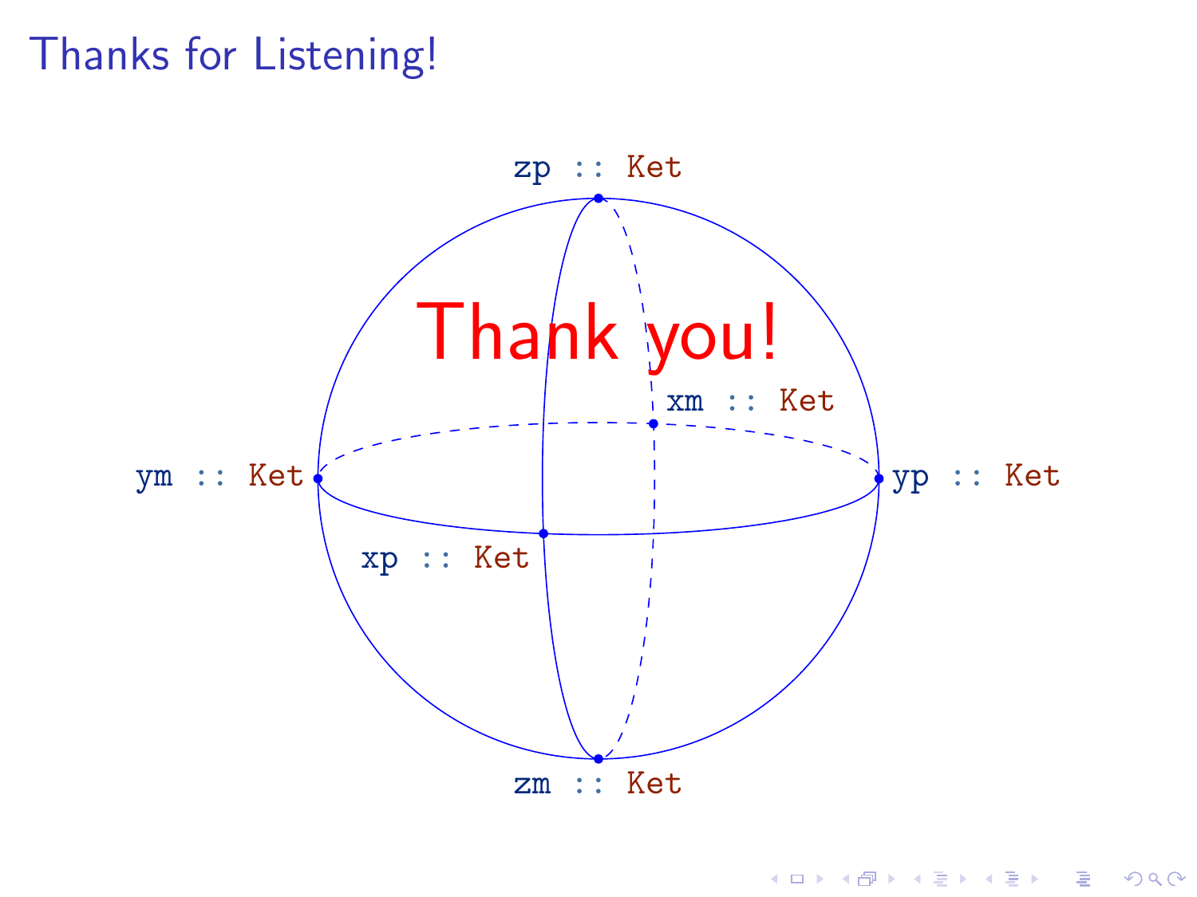# Thanks for Listening!

zp :: Ket

Thank you!

xm :: Ket

ym :: Ket

yp :: Ket

xp :: Ket

zm :: Ket